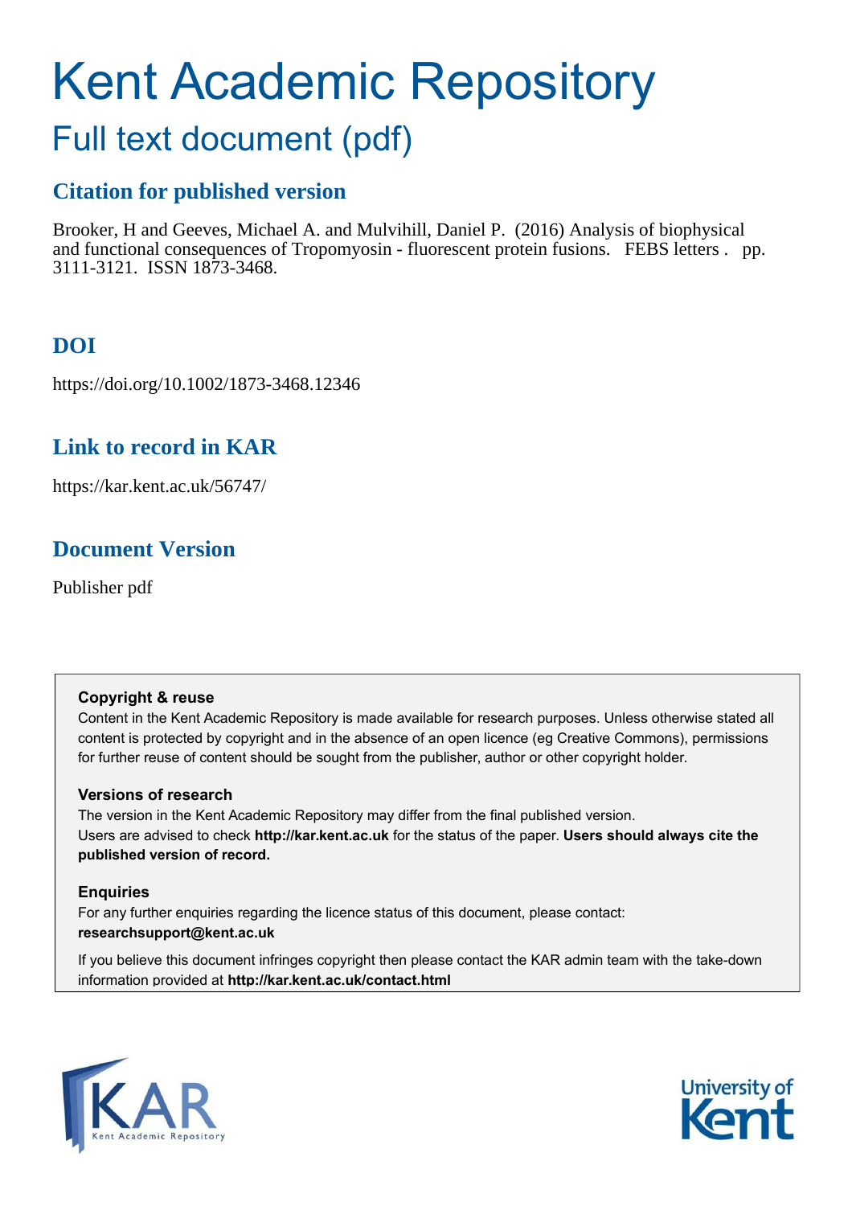# Kent Academic Repository

## Full text document (pdf)

### Citation for published version

Brooker, H and Geeves, Michael A. and Mulvihill, Daniel P. (2016) Analysis of biophysical and functional consequences of Tropomyosin - fluorescent protein fusions. FEBS letters . pp. 3111-3121. ISSN 1873-3468.

### DOI

https://doi.org/10.1002/1873-3468.12346

### Link to record in KAR

https://kar.kent.ac.uk/56747/

### Document Version

Publisher pdf

**Copyright & reuse**

Content in the Kent Academic Repository is made available for research purposes. Unless otherwise stated all content is protected by copyright and in the absence of an open licence (eg Creative Commons), permissions for further reuse of content should be sought from the publisher, author or other copyright holder.

**Versions of research**

The version in the Kent Academic Repository may differ from the final published version. Users are advised to check **http://kar.kent.ac.uk** for the status of the paper. **Users should always cite the published version of record.**

**Enquiries**

For any further enquiries regarding the licence status of this document, please contact: **researchsupport@kent.ac.uk**

If you believe this document infringes copyright then please contact the KAR admin team with the take-down information provided at **http://kar.kent.ac.uk/contact.html**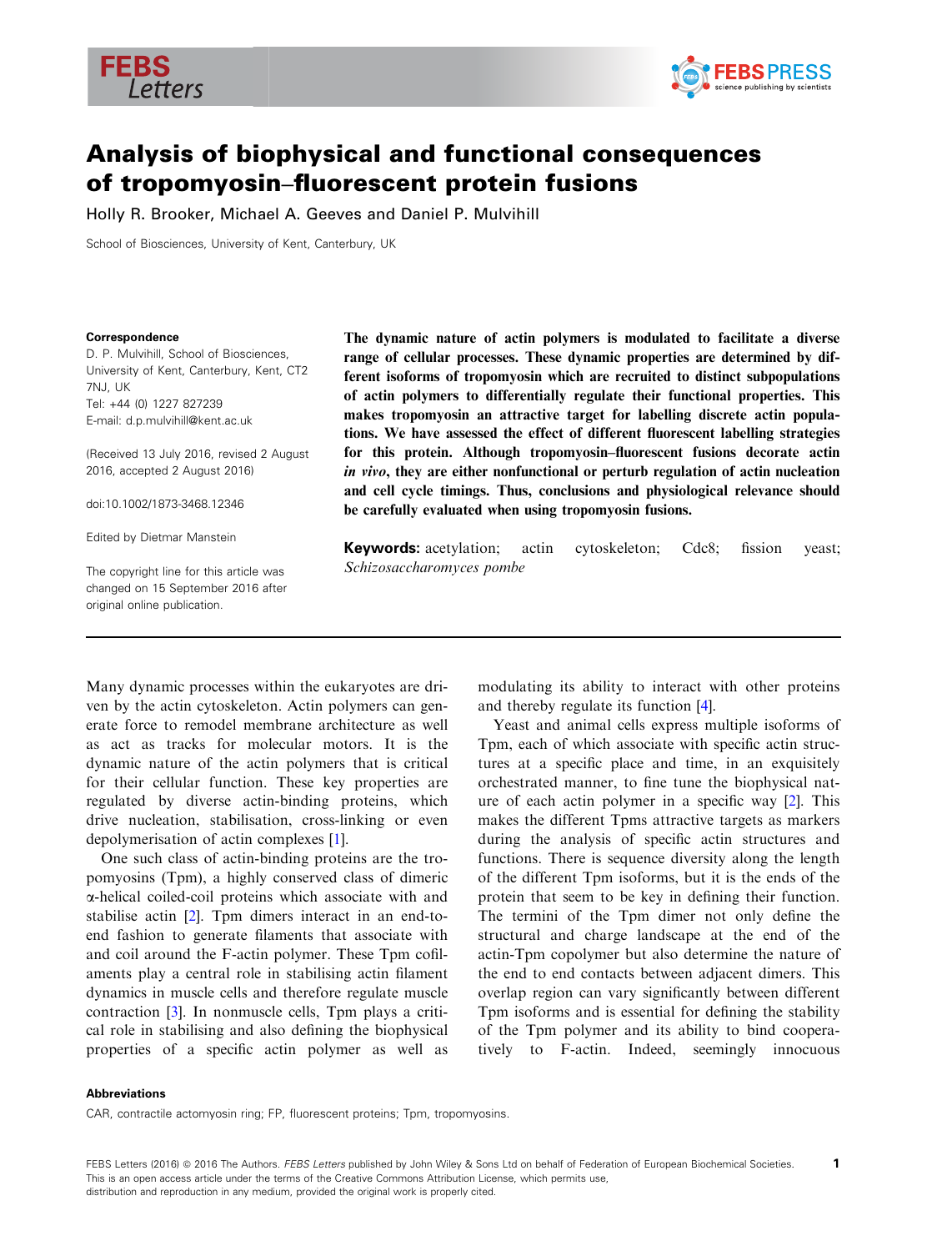# Analysis of biophysical and functional consequences of tropomyosin–fluorescent protein fusions

Holly R. Brooker, Michael A. Geeves and Daniel P. Mulvihill

School of Biosciences, University of Kent, Canterbury, UK

**Correspondence**
D. P. Mulvihill, School of Biosciences, University of Kent, Canterbury, Kent, CT2 7NJ, UK
Tel: +44 (0) 1227 827239
E-mail: d.p.mulvihill@kent.ac.uk

(Received 13 July 2016, revised 2 August 2016, accepted 2 August 2016)

doi:10.1002/1873-3468.12346

Edited by Dietmar Manstein

The copyright line for this article was changed on 15 September 2016 after original online publication.

**The dynamic nature of actin polymers is modulated to facilitate a diverse range of cellular processes. These dynamic properties are determined by different isoforms of tropomyosin which are recruited to distinct subpopulations of actin polymers to differentially regulate their functional properties. This makes tropomyosin an attractive target for labelling discrete actin populations. We have assessed the effect of different fluorescent labelling strategies for this protein. Although tropomyosin–fluorescent fusions decorate actin *in vivo*, they are either nonfunctional or perturb regulation of actin nucleation and cell cycle timings. Thus, conclusions and physiological relevance should be carefully evaluated when using tropomyosin fusions.**

**Keywords:** acetylation; actin cytoskeleton; Cdc8; fission yeast; *Schizosaccharomyces pombe*

Many dynamic processes within the eukaryotes are driven by the actin cytoskeleton. Actin polymers can generate force to remodel membrane architecture as well as act as tracks for molecular motors. It is the dynamic nature of the actin polymers that is critical for their cellular function. These key properties are regulated by diverse actin-binding proteins, which drive nucleation, stabilisation, cross-linking or even depolymerisation of actin complexes [1].

One such class of actin-binding proteins are the tropomyosins (Tpm), a highly conserved class of dimeric α-helical coiled-coil proteins which associate with and stabilise actin [2]. Tpm dimers interact in an end-to-end fashion to generate filaments that associate with and coil around the F-actin polymer. These Tpm cofilaments play a central role in stabilising actin filament dynamics in muscle cells and therefore regulate muscle contraction [3]. In nonmuscle cells, Tpm plays a critical role in stabilising and also defining the biophysical properties of a specific actin polymer as well as modulating its ability to interact with other proteins and thereby regulate its function [4].

Yeast and animal cells express multiple isoforms of Tpm, each of which associate with specific actin structures at a specific place and time, in an exquisitely orchestrated manner, to fine tune the biophysical nature of each actin polymer in a specific way [2]. This makes the different Tpms attractive targets as markers during the analysis of specific actin structures and functions. There is sequence diversity along the length of the different Tpm isoforms, but it is the ends of the protein that seem to be key in defining their function. The termini of the Tpm dimer not only define the structural and charge landscape at the end of the actin-Tpm copolymer but also determine the nature of the end to end contacts between adjacent dimers. This overlap region can vary significantly between different Tpm isoforms and is essential for defining the stability of the Tpm polymer and its ability to bind cooperatively to F-actin. Indeed, seemingly innocuous

**Abbreviations**
CAR, contractile actomyosin ring; FP, fluorescent proteins; Tpm, tropomyosins.

FEBS Letters (2016) © 2016 The Authors. *FEBS Letters* published by John Wiley & Sons Ltd on behalf of Federation of European Biochemical Societies. This is an open access article under the terms of the Creative Commons Attribution License, which permits use, distribution and reproduction in any medium, provided the original work is properly cited.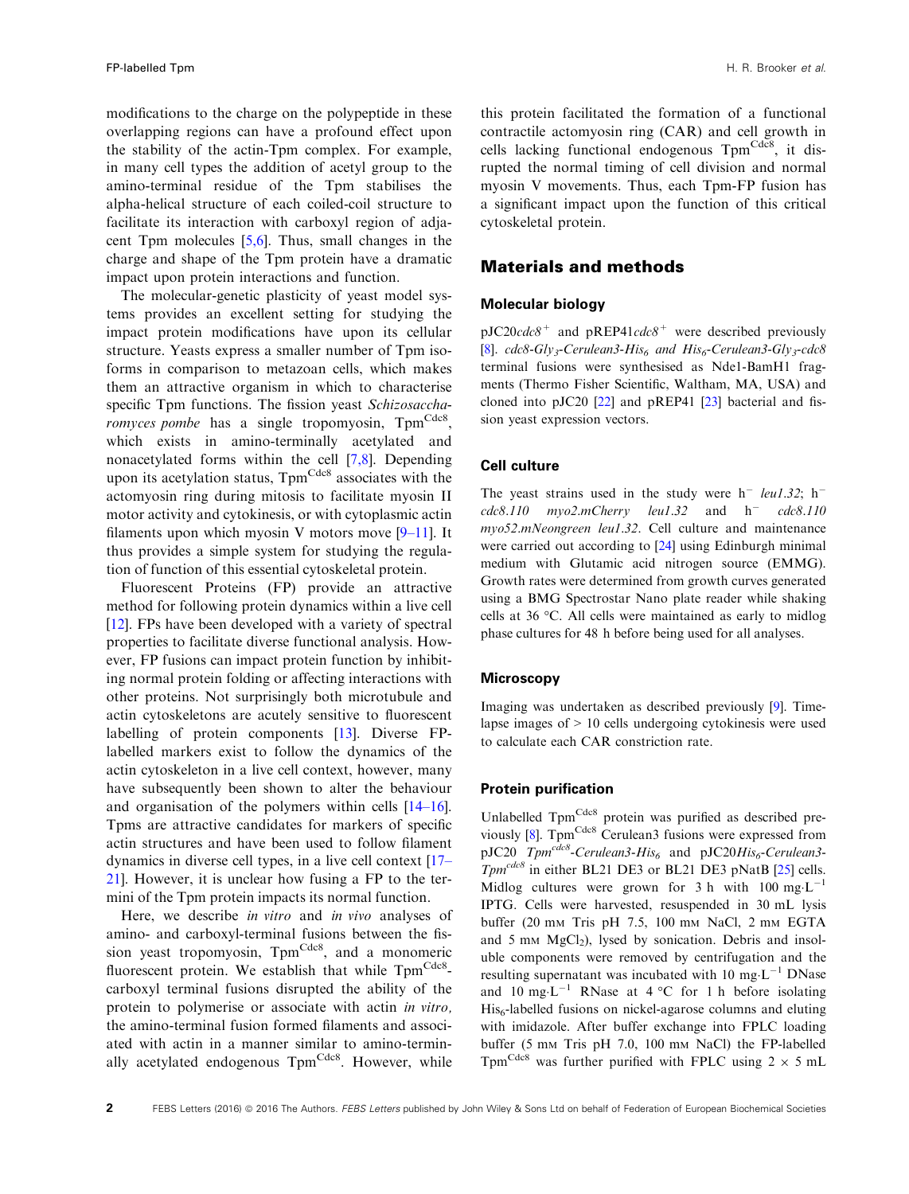modifications to the charge on the polypeptide in these overlapping regions can have a profound effect upon the stability of the actin-Tpm complex. For example, in many cell types the addition of acetyl group to the amino-terminal residue of the Tpm stabilises the alpha-helical structure of each coiled-coil structure to facilitate its interaction with carboxyl region of adjacent Tpm molecules [5,6]. Thus, small changes in the charge and shape of the Tpm protein have a dramatic impact upon protein interactions and function.

The molecular-genetic plasticity of yeast model systems provides an excellent setting for studying the impact protein modifications have upon its cellular structure. Yeasts express a smaller number of Tpm isoforms in comparison to metazoan cells, which makes them an attractive organism in which to characterise specific Tpm functions. The fission yeast *Schizosaccharomyces pombe* has a single tropomyosin, Tpm$^{Cdc8}$, which exists in amino-terminally acetylated and nonacetylated forms within the cell [7,8]. Depending upon its acetylation status, Tpm$^{Cdc8}$ associates with the actomyosin ring during mitosis to facilitate myosin II motor activity and cytokinesis, or with cytoplasmic actin filaments upon which myosin V motors move [9–11]. It thus provides a simple system for studying the regulation of function of this essential cytoskeletal protein.

Fluorescent Proteins (FP) provide an attractive method for following protein dynamics within a live cell [12]. FPs have been developed with a variety of spectral properties to facilitate diverse functional analysis. However, FP fusions can impact protein function by inhibiting normal protein folding or affecting interactions with other proteins. Not surprisingly both microtubule and actin cytoskeletons are acutely sensitive to fluorescent labelling of protein components [13]. Diverse FP-labelled markers exist to follow the dynamics of the actin cytoskeleton in a live cell context, however, many have subsequently been shown to alter the behaviour and organisation of the polymers within cells [14–16]. Tpms are attractive candidates for markers of specific actin structures and have been used to follow filament dynamics in diverse cell types, in a live cell context [17–21]. However, it is unclear how fusing a FP to the termini of the Tpm protein impacts its normal function.

Here, we describe *in vitro* and *in vivo* analyses of amino- and carboxyl-terminal fusions between the fission yeast tropomyosin, Tpm$^{Cdc8}$, and a monomeric fluorescent protein. We establish that while Tpm$^{Cdc8}$-carboxyl terminal fusions disrupted the ability of the protein to polymerise or associate with actin *in vitro,* the amino-terminal fusion formed filaments and associated with actin in a manner similar to amino-terminally acetylated endogenous Tpm$^{Cdc8}$. However, while this protein facilitated the formation of a functional contractile actomyosin ring (CAR) and cell growth in cells lacking functional endogenous Tpm$^{Cdc8}$, it disrupted the normal timing of cell division and normal myosin V movements. Thus, each Tpm-FP fusion has a significant impact upon the function of this critical cytoskeletal protein.

## Materials and methods

### Molecular biology

pJC20*cdc8*$^{+}$ and pREP41*cdc8*$^{+}$ were described previously [8]. *cdc8-Gly$_3$-Cerulean3-His$_6$ and His$_6$-Cerulean3-Gly$_3$-cdc8* terminal fusions were synthesised as Nde1-BamH1 fragments (Thermo Fisher Scientific, Waltham, MA, USA) and cloned into pJC20 [22] and pREP41 [23] bacterial and fission yeast expression vectors.

### Cell culture

The yeast strains used in the study were h$^{-}$ *leu1.32*; h$^{-}$ *cdc8.110 myo2.mCherry leu1.32* and h$^{-}$ *cdc8.110 myo52.mNeongreen leu1.32*. Cell culture and maintenance were carried out according to [24] using Edinburgh minimal medium with Glutamic acid nitrogen source (EMMG). Growth rates were determined from growth curves generated using a BMG Spectrostar Nano plate reader while shaking cells at 36 °C. All cells were maintained as early to midlog phase cultures for 48 h before being used for all analyses.

### Microscopy

Imaging was undertaken as described previously [9]. Time-lapse images of > 10 cells undergoing cytokinesis were used to calculate each CAR constriction rate.

### Protein purification

Unlabelled Tpm$^{Cdc8}$ protein was purified as described previously [8]. Tpm$^{Cdc8}$ Cerulean3 fusions were expressed from pJC20 *Tpm$^{cdc8}$-Cerulean3-His$_6$* and pJC20*His$_6$-Cerulean3-Tpm$^{cdc8}$* in either BL21 DE3 or BL21 DE3 pNatB [25] cells. Midlog cultures were grown for 3 h with 100 mg·L$^{-1}$ IPTG. Cells were harvested, resuspended in 30 mL lysis buffer (20 mM Tris pH 7.5, 100 mM NaCl, 2 mM EGTA and 5 mM $MgCl_2$), lysed by sonication. Debris and insoluble components were removed by centrifugation and the resulting supernatant was incubated with 10 mg·L$^{-1}$ DNase and 10 mg·L$^{-1}$ RNase at 4 °C for 1 h before isolating His$_6$-labelled fusions on nickel-agarose columns and eluting with imidazole. After buffer exchange into FPLC loading buffer (5 mM Tris pH 7.0, 100 mM NaCl) the FP-labelled Tpm$^{Cdc8}$ was further purified with FPLC using 2 × 5 mL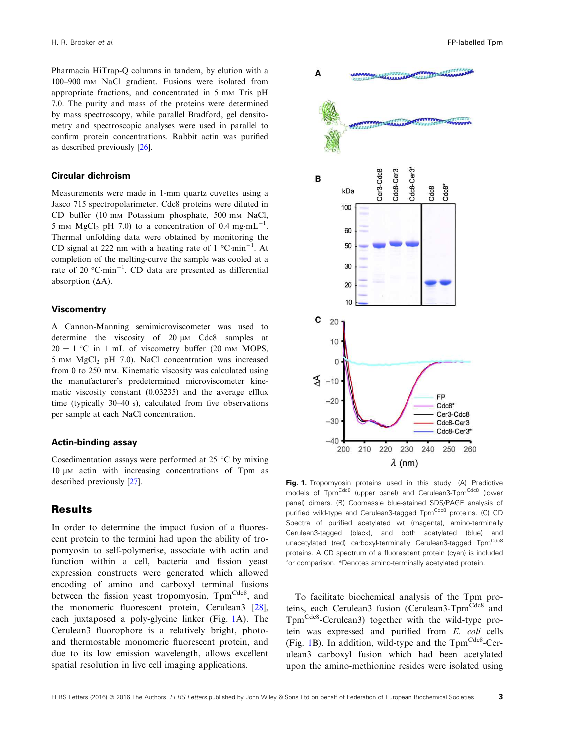Pharmacia HiTrap-Q columns in tandem, by elution with a 100–900 mM NaCl gradient. Fusions were isolated from appropriate fractions, and concentrated in 5 mM Tris pH 7.0. The purity and mass of the proteins were determined by mass spectroscopy, while parallel Bradford, gel densitometry and spectroscopic analyses were used in parallel to confirm protein concentrations. Rabbit actin was purified as described previously [26].

### Circular dichroism

Measurements were made in 1-mm quartz cuvettes using a Jasco 715 spectropolarimeter. Cdc8 proteins were diluted in CD buffer (10 mM Potassium phosphate, 500 mM NaCl, 5 mM $MgCl_2$ pH 7.0) to a concentration of 0.4 mg·mL$^{-1}$. Thermal unfolding data were obtained by monitoring the CD signal at 222 nm with a heating rate of 1 °C·min$^{-1}$. At completion of the melting-curve the sample was cooled at a rate of 20 °C·min$^{-1}$. CD data are presented as differential absorption (ΔA).

### Viscomentry

A Cannon-Manning semimicroviscometer was used to determine the viscosity of 20 µM Cdc8 samples at 20 ± 1 °C in 1 mL of viscometry buffer (20 mM MOPS, 5 mM $MgCl_2$ pH 7.0). NaCl concentration was increased from 0 to 250 mM. Kinematic viscosity was calculated using the manufacturer's predetermined microviscometer kinematic viscosity constant (0.03235) and the average efflux time (typically 30–40 s), calculated from five observations per sample at each NaCl concentration.

### Actin-binding assay

Cosedimentation assays were performed at 25 °C by mixing 10 µM actin with increasing concentrations of Tpm as described previously [27].

## Results

In order to determine the impact fusion of a fluorescent protein to the termini had upon the ability of tropomyosin to self-polymerise, associate with actin and function within a cell, bacteria and fission yeast expression constructs were generated which allowed encoding of amino and carboxyl terminal fusions between the fission yeast tropomyosin, Tpm$^{Cdc8}$, and the monomeric fluorescent protein, Cerulean3 [28], each juxtaposed a poly-glycine linker (Fig. 1A). The Cerulean3 fluorophore is a relatively bright, photo- and thermostable monomeric fluorescent protein, and due to its low emission wavelength, allows excellent spatial resolution in live cell imaging applications.

**Fig. 1.** Tropomyosin proteins used in this study. (A) Predictive models of Tpm$^{Cdc8}$ (upper panel) and Cerulean3-Tpm$^{Cdc8}$ (lower panel) dimers. (B) Coomassie blue-stained SDS/PAGE analysis of purified wild-type and Cerulean3-tagged Tpm$^{Cdc8}$ proteins. (C) CD Spectra of purified acetylated wt (magenta), amino-terminally Cerulean3-tagged (black), and both acetylated (blue) and unacetylated (red) carboxyl-terminally Cerulean3-tagged Tpm$^{Cdc8}$ proteins. A CD spectrum of a fluorescent protein (cyan) is included for comparison. *Denotes amino-terminally acetylated protein.

To facilitate biochemical analysis of the Tpm proteins, each Cerulean3 fusion (Cerulean3-Tpm$^{Cdc8}$ and Tpm$^{Cdc8}$-Cerulean3) together with the wild-type protein was expressed and purified from *E. coli* cells (Fig. 1B). In addition, wild-type and the Tpm$^{Cdc8}$-Cerulean3 carboxyl fusion which had been acetylated upon the amino-methionine resides were isolated using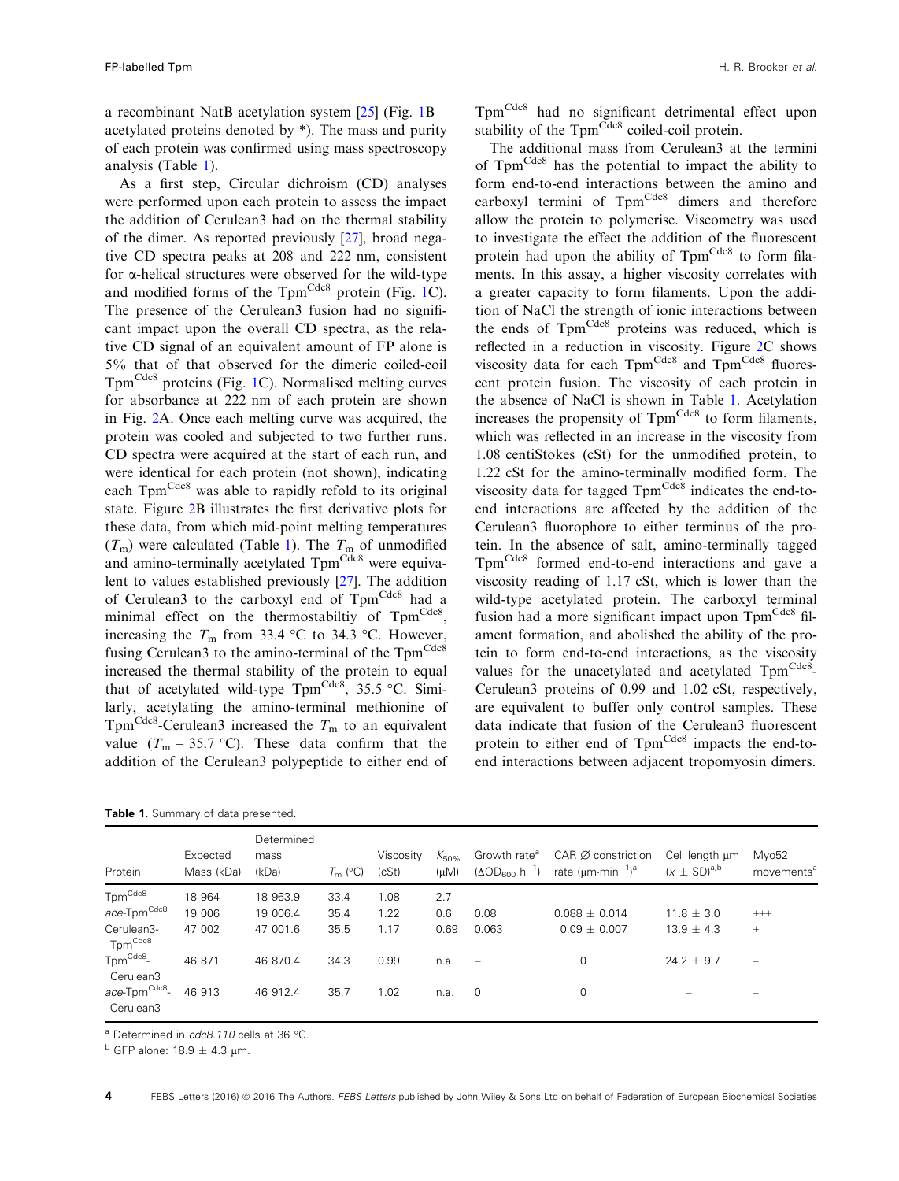a recombinant NatB acetylation system [25] (Fig. 1B – acetylated proteins denoted by *). The mass and purity of each protein was confirmed using mass spectroscopy analysis (Table 1).

As a first step, Circular dichroism (CD) analyses were performed upon each protein to assess the impact the addition of Cerulean3 had on the thermal stability of the dimer. As reported previously [27], broad negative CD spectra peaks at 208 and 222 nm, consistent for α-helical structures were observed for the wild-type and modified forms of the Tpm$^{Cdc8}$ protein (Fig. 1C). The presence of the Cerulean3 fusion had no significant impact upon the overall CD spectra, as the relative CD signal of an equivalent amount of FP alone is 5% that of that observed for the dimeric coiled-coil Tpm$^{Cdc8}$ proteins (Fig. 1C). Normalised melting curves for absorbance at 222 nm of each protein are shown in Fig. 2A. Once each melting curve was acquired, the protein was cooled and subjected to two further runs. CD spectra were acquired at the start of each run, and were identical for each protein (not shown), indicating each Tpm$^{Cdc8}$ was able to rapidly refold to its original state. Figure 2B illustrates the first derivative plots for these data, from which mid-point melting temperatures ($T_m$) were calculated (Table 1). The $T_m$ of unmodified and amino-terminally acetylated Tpm$^{Cdc8}$ were equivalent to values established previously [27]. The addition of Cerulean3 to the carboxyl end of Tpm$^{Cdc8}$ had a minimal effect on the thermostabiltiy of Tpm$^{Cdc8}$, increasing the $T_m$ from 33.4 °C to 34.3 °C. However, fusing Cerulean3 to the amino-terminal of the Tpm$^{Cdc8}$ increased the thermal stability of the protein to equal that of acetylated wild-type Tpm$^{Cdc8}$, 35.5 °C. Similarly, acetylating the amino-terminal methionine of Tpm$^{Cdc8}$-Cerulean3 increased the $T_m$ to an equivalent value ($T_m$ = 35.7 °C). These data confirm that the addition of the Cerulean3 polypeptide to either end of Tpm$^{Cdc8}$ had no significant detrimental effect upon stability of the Tpm$^{Cdc8}$ coiled-coil protein.

The additional mass from Cerulean3 at the termini of Tpm$^{Cdc8}$ has the potential to impact the ability to form end-to-end interactions between the amino and carboxyl termini of Tpm$^{Cdc8}$ dimers and therefore allow the protein to polymerise. Viscometry was used to investigate the effect the addition of the fluorescent protein had upon the ability of Tpm$^{Cdc8}$ to form filaments. In this assay, a higher viscosity correlates with a greater capacity to form filaments. Upon the addition of NaCl the strength of ionic interactions between the ends of Tpm$^{Cdc8}$ proteins was reduced, which is reflected in a reduction in viscosity. Figure 2C shows viscosity data for each Tpm$^{Cdc8}$ and Tpm$^{Cdc8}$ fluorescent protein fusion. The viscosity of each protein in the absence of NaCl is shown in Table 1. Acetylation increases the propensity of Tpm$^{Cdc8}$ to form filaments, which was reflected in an increase in the viscosity from 1.08 centiStokes (cSt) for the unmodified protein, to 1.22 cSt for the amino-terminally modified form. The viscosity data for tagged Tpm$^{Cdc8}$ indicates the end-to-end interactions are affected by the addition of the Cerulean3 fluorophore to either terminus of the protein. In the absence of salt, amino-terminally tagged Tpm$^{Cdc8}$ formed end-to-end interactions and gave a viscosity reading of 1.17 cSt, which is lower than the wild-type acetylated protein. The carboxyl terminal fusion had a more significant impact upon Tpm$^{Cdc8}$ filament formation, and abolished the ability of the protein to form end-to-end interactions, as the viscosity values for the unacetylated and acetylated Tpm$^{Cdc8}$-Cerulean3 proteins of 0.99 and 1.02 cSt, respectively, are equivalent to buffer only control samples. These data indicate that fusion of the Cerulean3 fluorescent protein to either end of Tpm$^{Cdc8}$ impacts the end-to-end interactions between adjacent tropomyosin dimers.

**Table 1.** Summary of data presented.

| Protein | Expected Mass (kDa) | Determined mass (kDa) | $T_m$ (°C) | Viscosity (cSt) | $K_{50\%}$ (μM) | Growth rate[a] ($\Delta OD_{600}$ h$^{-1}$) | CAR Ø constriction rate (μm·min$^{-1}$)[a] | Cell length μm ($\bar{x} \pm$ SD)[a,b] | Myo52 movements[a] |
|---|---|---|---|---|---|---|---|---|---|
| Tpm$^{Cdc8}$ | 18 964 | 18 963.9 | 33.4 | 1.08 | 2.7 | – | – | – | – |
| *ace*-Tpm$^{Cdc8}$ | 19 006 | 19 006.4 | 35.4 | 1.22 | 0.6 | 0.08 | 0.088 ± 0.014 | 11.8 ± 3.0 | +++ |
| Cerulean3-Tpm$^{Cdc8}$ | 47 002 | 47 001.6 | 35.5 | 1.17 | 0.69 | 0.063 | 0.09 ± 0.007 | 13.9 ± 4.3 | + |
| Tpm$^{Cdc8}$-Cerulean3 | 46 871 | 46 870.4 | 34.3 | 0.99 | n.a. | – | 0 | 24.2 ± 9.7 | – |
| *ace*-Tpm$^{Cdc8}$-Cerulean3 | 46 913 | 46 912.4 | 35.7 | 1.02 | n.a. | 0 | 0 | – | – |

[a] Determined in *cdc8.110* cells at 36 °C.

[b] GFP alone: 18.9 ± 4.3 μm.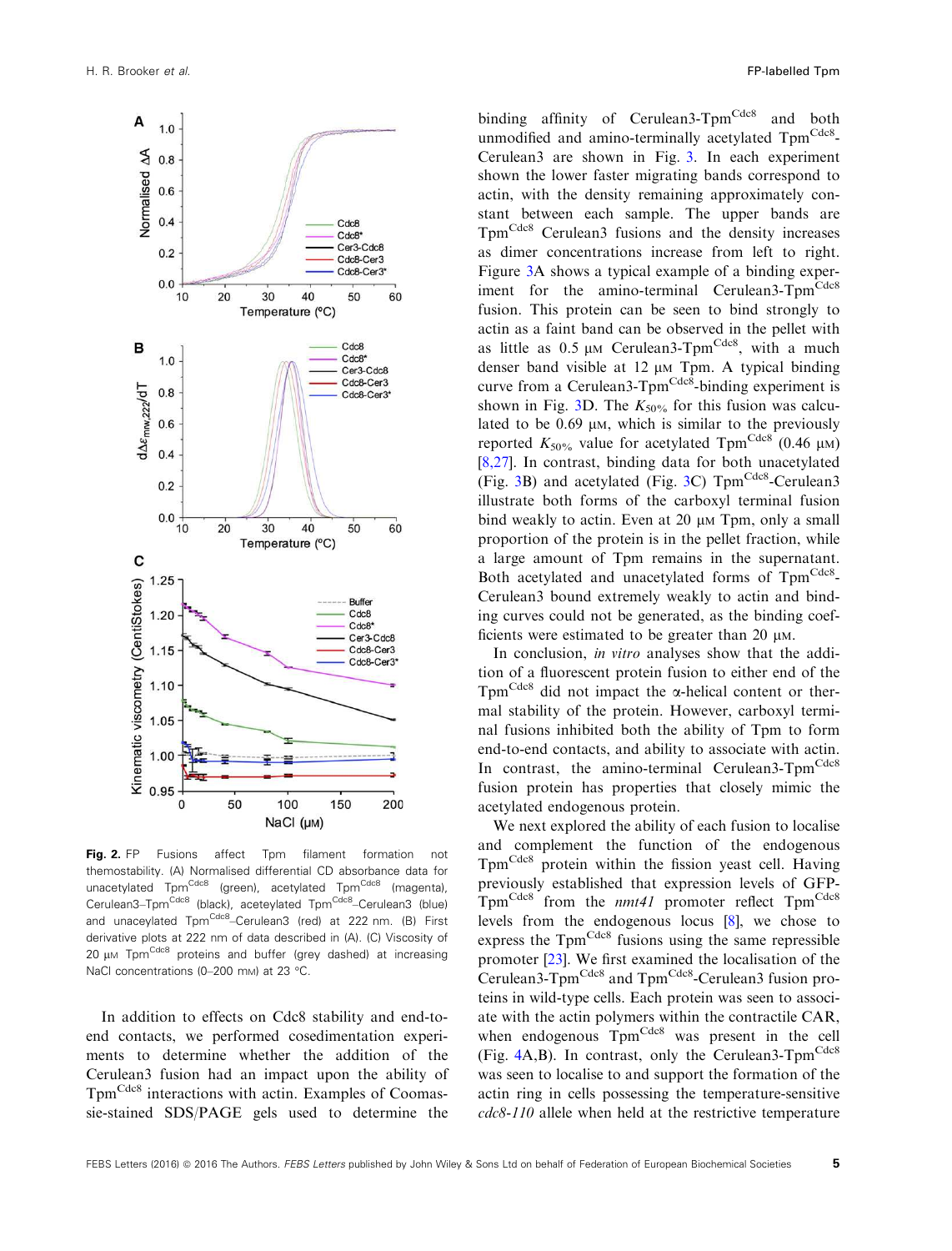Fig. 2. FP Fusions affect Tpm filament formation not themostability. (A) Normalised differential CD absorbance data for unacetylated Tpm[Cdc8] (green), acetylated Tpm[Cdc8] (magenta), Cerulean3–Tpm[Cdc8] (black), aceteylated Tpm[Cdc8]–Cerulean3 (blue) and unaceylated Tpm[Cdc8]–Cerulean3 (red) at 222 nm. (B) First derivative plots at 222 nm of data described in (A). (C) Viscosity of 20 μM Tpm[Cdc8] proteins and buffer (grey dashed) at increasing NaCl concentrations (0–200 mM) at 23 °C.

In addition to effects on Cdc8 stability and end-to-end contacts, we performed cosedimentation experiments to determine whether the addition of the Cerulean3 fusion had an impact upon the ability of Tpm[Cdc8] interactions with actin. Examples of Coomassie-stained SDS/PAGE gels used to determine the binding affinity of Cerulean3-Tpm[Cdc8] and both unmodified and amino-terminally acetylated Tpm[Cdc8]-Cerulean3 are shown in Fig. 3. In each experiment shown the lower faster migrating bands correspond to actin, with the density remaining approximately constant between each sample. The upper bands are Tpm[Cdc8] Cerulean3 fusions and the density increases as dimer concentrations increase from left to right. Figure 3A shows a typical example of a binding experiment for the amino-terminal Cerulean3-Tpm[Cdc8] fusion. This protein can be seen to bind strongly to actin as a faint band can be observed in the pellet with as little as 0.5 μM Cerulean3-Tpm[Cdc8], with a much denser band visible at 12 μM Tpm. A typical binding curve from a Cerulean3-Tpm[Cdc8]-binding experiment is shown in Fig. 3D. The $K_{50\%}$ for this fusion was calculated to be 0.69 μM, which is similar to the previously reported $K_{50\%}$ value for acetylated Tpm[Cdc8] (0.46 μM) [8,27]. In contrast, binding data for both unacetylated (Fig. 3B) and acetylated (Fig. 3C) Tpm[Cdc8]-Cerulean3 illustrate both forms of the carboxyl terminal fusion bind weakly to actin. Even at 20 μM Tpm, only a small proportion of the protein is in the pellet fraction, while a large amount of Tpm remains in the supernatant. Both acetylated and unacetylated forms of Tpm[Cdc8]-Cerulean3 bound extremely weakly to actin and binding curves could not be generated, as the binding coefficients were estimated to be greater than 20 μM.

In conclusion, *in vitro* analyses show that the addition of a fluorescent protein fusion to either end of the Tpm[Cdc8] did not impact the α-helical content or thermal stability of the protein. However, carboxyl terminal fusions inhibited both the ability of Tpm to form end-to-end contacts, and ability to associate with actin. In contrast, the amino-terminal Cerulean3-Tpm[Cdc8] fusion protein has properties that closely mimic the acetylated endogenous protein.

We next explored the ability of each fusion to localise and complement the function of the endogenous Tpm[Cdc8] protein within the fission yeast cell. Having previously established that expression levels of GFP-Tpm[Cdc8] from the *nmt41* promoter reflect Tpm[Cdc8] levels from the endogenous locus [8], we chose to express the Tpm[Cdc8] fusions using the same repressible promoter [23]. We first examined the localisation of the Cerulean3-Tpm[Cdc8] and Tpm[Cdc8]-Cerulean3 fusion proteins in wild-type cells. Each protein was seen to associate with the actin polymers within the contractile CAR, when endogenous Tpm[Cdc8] was present in the cell (Fig. 4A,B). In contrast, only the Cerulean3-Tpm[Cdc8] was seen to localise to and support the formation of the actin ring in cells possessing the temperature-sensitive *cdc8-110* allele when held at the restrictive temperature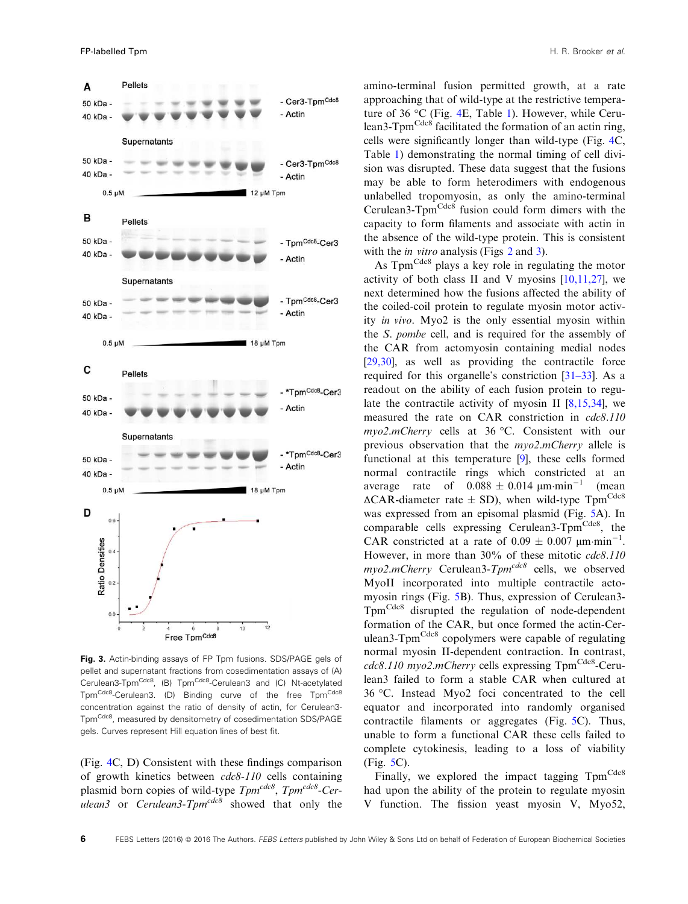Fig. 3. Actin-binding assays of FP Tpm fusions. SDS/PAGE gels of pellet and supernatant fractions from cosedimentation assays of (A) Cerulean3-Tpm$^{Cdc8}$, (B) Tpm$^{Cdc8}$-Cerulean3 and (C) Nt-acetylated Tpm$^{Cdc8}$-Cerulean3. (D) Binding curve of the free Tpm$^{Cdc8}$ concentration against the ratio of density of actin, for Cerulean3-Tpm$^{Cdc8}$, measured by densitometry of cosedimentation SDS/PAGE gels. Curves represent Hill equation lines of best fit.

(Fig. 4C, D) Consistent with these findings comparison of growth kinetics between *cdc8-110* cells containing plasmid born copies of wild-type *Tpm$^{cdc8}$*, *Tpm$^{cdc8}$-Cerulean3* or *Cerulean3-Tpm$^{cdc8}$* showed that only the amino-terminal fusion permitted growth, at a rate approaching that of wild-type at the restrictive temperature of 36 °C (Fig. 4E, Table 1). However, while Cerulean3-Tpm$^{Cdc8}$ facilitated the formation of an actin ring, cells were significantly longer than wild-type (Fig. 4C, Table 1) demonstrating the normal timing of cell division was disrupted. These data suggest that the fusions may be able to form heterodimers with endogenous unlabelled tropomyosin, as only the amino-terminal Cerulean3-Tpm$^{Cdc8}$ fusion could form dimers with the capacity to form filaments and associate with actin in the absence of the wild-type protein. This is consistent with the *in vitro* analysis (Figs 2 and 3).

As Tpm$^{Cdc8}$ plays a key role in regulating the motor activity of both class II and V myosins [10,11,27], we next determined how the fusions affected the ability of the coiled-coil protein to regulate myosin motor activity *in vivo*. Myo2 is the only essential myosin within the *S. pombe* cell, and is required for the assembly of the CAR from actomyosin containing medial nodes [29,30], as well as providing the contractile force required for this organelle's constriction [31–33]. As a readout on the ability of each fusion protein to regulate the contractile activity of myosin II [8,15,34], we measured the rate on CAR constriction in *cdc8.110 myo2.mCherry* cells at 36 °C. Consistent with our previous observation that the *myo2.mCherry* allele is functional at this temperature [9], these cells formed normal contractile rings which constricted at an average rate of $0.088 \pm 0.014$ μm·min$^{-1}$ (mean ΔCAR-diameter rate ± SD), when wild-type Tpm$^{Cdc8}$ was expressed from an episomal plasmid (Fig. 5A). In comparable cells expressing Cerulean3-Tpm$^{Cdc8}$, the CAR constricted at a rate of $0.09 \pm 0.007$ μm·min$^{-1}$. However, in more than 30% of these mitotic *cdc8.110 myo2.mCherry* Cerulean3-*Tpm$^{cdc8}$* cells, we observed MyoII incorporated into multiple contractile actomyosin rings (Fig. 5B). Thus, expression of Cerulean3-Tpm$^{Cdc8}$ disrupted the regulation of node-dependent formation of the CAR, but once formed the actin-Cerulean3-Tpm$^{Cdc8}$ copolymers were capable of regulating normal myosin II-dependent contraction. In contrast, *cdc8.110 myo2.mCherry* cells expressing Tpm$^{Cdc8}$-Cerulean3 failed to form a stable CAR when cultured at 36 °C. Instead Myo2 foci concentrated to the cell equator and incorporated into randomly organised contractile filaments or aggregates (Fig. 5C). Thus, unable to form a functional CAR these cells failed to complete cytokinesis, leading to a loss of viability (Fig. 5C).

Finally, we explored the impact tagging Tpm$^{Cdc8}$ had upon the ability of the protein to regulate myosin V function. The fission yeast myosin V, Myo52,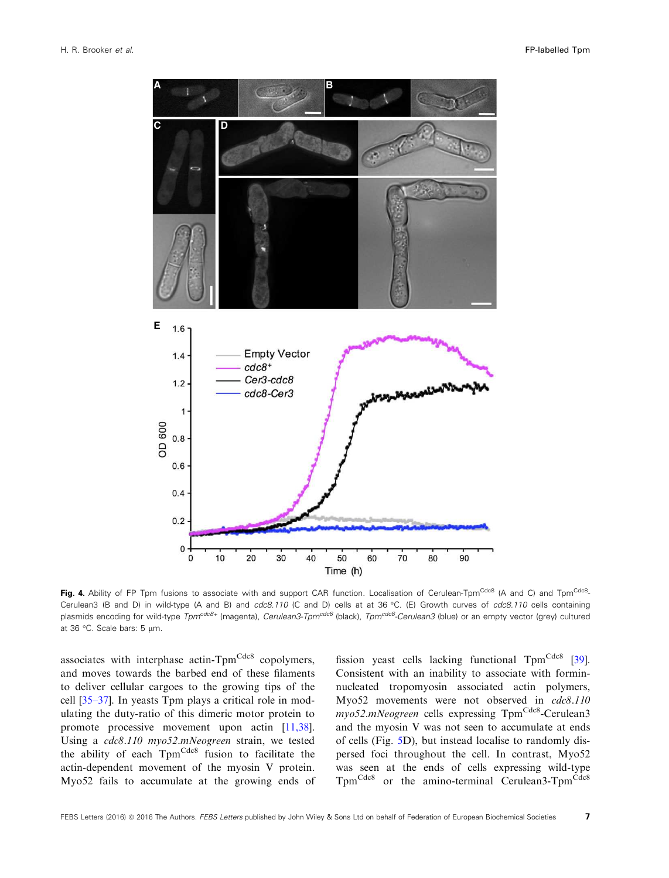**Fig. 4.** Ability of FP Tpm fusions to associate with and support CAR function. Localisation of Cerulean-Tpm$^{Cdc8}$ (A and C) and Tpm$^{Cdc8}$-Cerulean3 (B and D) in wild-type (A and B) and *cdc8.110* (C and D) cells at at 36 °C. (E) Growth curves of *cdc8.110* cells containing plasmids encoding for wild-type *Tpm$^{cdc8+}$* (magenta), *Cerulean3-Tpm$^{cdc8}$* (black), *Tpm$^{cdc8}$-Cerulean3* (blue) or an empty vector (grey) cultured at 36 °C. Scale bars: 5 μm.

associates with interphase actin-Tpm$^{Cdc8}$ copolymers, and moves towards the barbed end of these filaments to deliver cellular cargoes to the growing tips of the cell [35–37]. In yeasts Tpm plays a critical role in modulating the duty-ratio of this dimeric motor protein to promote processive movement upon actin [11,38]. Using a *cdc8.110 myo52.mNeogreen* strain, we tested the ability of each Tpm$^{Cdc8}$ fusion to facilitate the actin-dependent movement of the myosin V protein. Myo52 fails to accumulate at the growing ends of fission yeast cells lacking functional Tpm$^{Cdc8}$ [39]. Consistent with an inability to associate with formin-nucleated tropomyosin associated actin polymers, Myo52 movements were not observed in *cdc8.110 myo52.mNeogreen* cells expressing Tpm$^{Cdc8}$-Cerulean3 and the myosin V was not seen to accumulate at ends of cells (Fig. 5D), but instead localise to randomly dispersed foci throughout the cell. In contrast, Myo52 was seen at the ends of cells expressing wild-type Tpm$^{Cdc8}$ or the amino-terminal Cerulean3-Tpm$^{Cdc8}$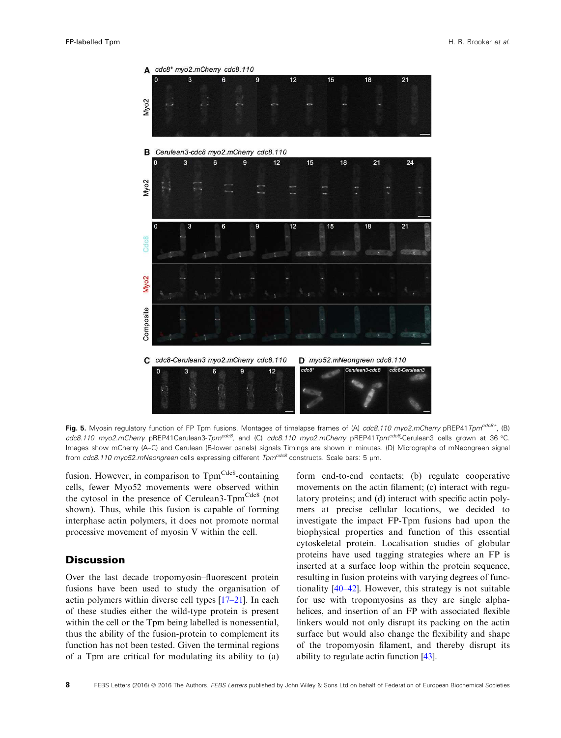Fig. 5. Myosin regulatory function of FP Tpm fusions. Montages of timelapse frames of (A) *cdc8.110 myo2.mCherry* pREP41*Tpm*[cdc8+], (B) *cdc8.110 myo2.mCherry* pREP41Cerulean3-*Tpm*[cdc8], and (C) *cdc8.110 myo2.mCherry* pREP41*Tpm*[cdc8]-Cerulean3 cells grown at 36 °C. Images show mCherry (A–C) and Cerulean (B-lower panels) signals Timings are shown in minutes. (D) Micrographs of mNeongreen signal from *cdc8.110 myo52.mNeongreen* cells expressing different *Tpm*[cdc8] constructs. Scale bars: 5 µm.

fusion. However, in comparison to Tpm[Cdc8]-containing cells, fewer Myo52 movements were observed within the cytosol in the presence of Cerulean3-Tpm[Cdc8] (not shown). Thus, while this fusion is capable of forming interphase actin polymers, it does not promote normal processive movement of myosin V within the cell.

## Discussion

Over the last decade tropomyosin–fluorescent protein fusions have been used to study the organisation of actin polymers within diverse cell types [17–21]. In each of these studies either the wild-type protein is present within the cell or the Tpm being labelled is nonessential, thus the ability of the fusion-protein to complement its function has not been tested. Given the terminal regions of a Tpm are critical for modulating its ability to (a) form end-to-end contacts; (b) regulate cooperative movements on the actin filament; (c) interact with regulatory proteins; and (d) interact with specific actin polymers at precise cellular locations, we decided to investigate the impact FP-Tpm fusions had upon the biophysical properties and function of this essential cytoskeletal protein. Localisation studies of globular proteins have used tagging strategies where an FP is inserted at a surface loop within the protein sequence, resulting in fusion proteins with varying degrees of functionality [40–42]. However, this strategy is not suitable for use with tropomyosins as they are single alpha-helices, and insertion of an FP with associated flexible linkers would not only disrupt its packing on the actin surface but would also change the flexibility and shape of the tropomyosin filament, and thereby disrupt its ability to regulate actin function [43].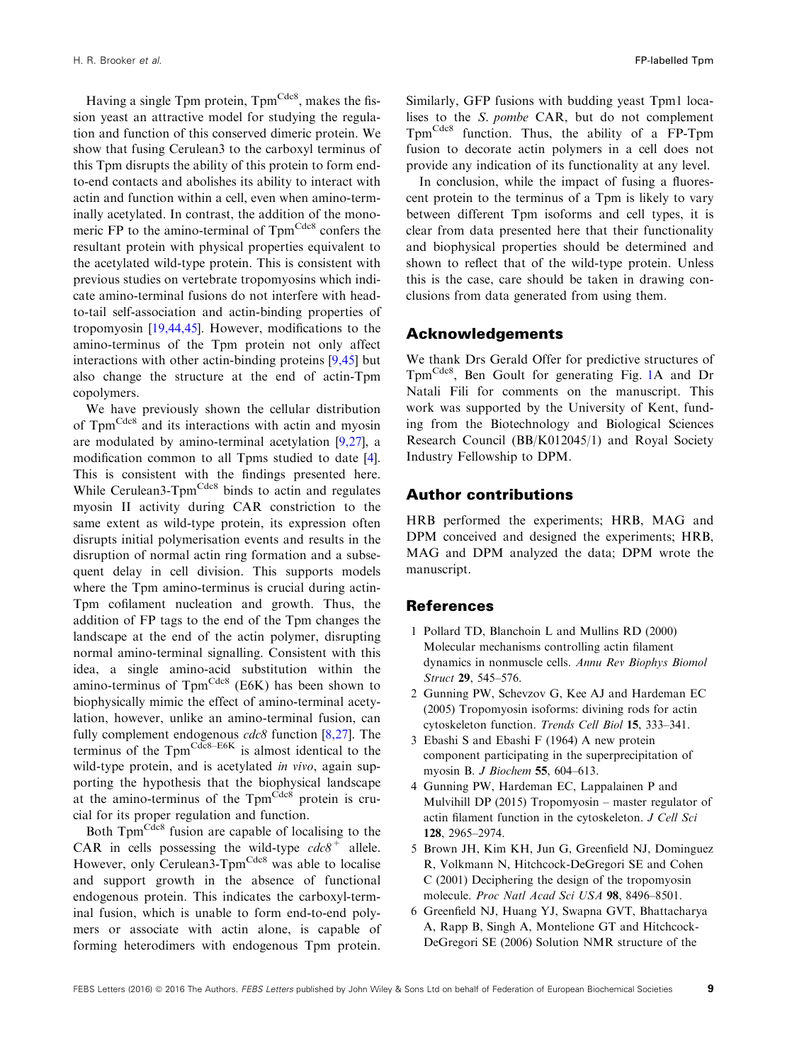Having a single Tpm protein, Tpm$^{Cdc8}$, makes the fission yeast an attractive model for studying the regulation and function of this conserved dimeric protein. We show that fusing Cerulean3 to the carboxyl terminus of this Tpm disrupts the ability of this protein to form end-to-end contacts and abolishes its ability to interact with actin and function within a cell, even when amino-terminally acetylated. In contrast, the addition of the monomeric FP to the amino-terminal of Tpm$^{Cdc8}$ confers the resultant protein with physical properties equivalent to the acetylated wild-type protein. This is consistent with previous studies on vertebrate tropomyosins which indicate amino-terminal fusions do not interfere with head-to-tail self-association and actin-binding properties of tropomyosin [19,44,45]. However, modifications to the amino-terminus of the Tpm protein not only affect interactions with other actin-binding proteins [9,45] but also change the structure at the end of actin-Tpm copolymers.

We have previously shown the cellular distribution of Tpm$^{Cdc8}$ and its interactions with actin and myosin are modulated by amino-terminal acetylation [9,27], a modification common to all Tpms studied to date [4]. This is consistent with the findings presented here. While Cerulean3-Tpm$^{Cdc8}$ binds to actin and regulates myosin II activity during CAR constriction to the same extent as wild-type protein, its expression often disrupts initial polymerisation events and results in the disruption of normal actin ring formation and a subsequent delay in cell division. This supports models where the Tpm amino-terminus is crucial during actin-Tpm cofilament nucleation and growth. Thus, the addition of FP tags to the end of the Tpm changes the landscape at the end of the actin polymer, disrupting normal amino-terminal signalling. Consistent with this idea, a single amino-acid substitution within the amino-terminus of Tpm$^{Cdc8}$ (E6K) has been shown to biophysically mimic the effect of amino-terminal acetylation, however, unlike an amino-terminal fusion, can fully complement endogenous *cdc8* function [8,27]. The terminus of the Tpm$^{Cdc8\text{–}E6K}$ is almost identical to the wild-type protein, and is acetylated *in vivo*, again supporting the hypothesis that the biophysical landscape at the amino-terminus of the Tpm$^{Cdc8}$ protein is crucial for its proper regulation and function.

Both Tpm$^{Cdc8}$ fusion are capable of localising to the CAR in cells possessing the wild-type $cdc8^{+}$ allele. However, only Cerulean3-Tpm$^{Cdc8}$ was able to localise and support growth in the absence of functional endogenous protein. This indicates the carboxyl-terminal fusion, which is unable to form end-to-end polymers or associate with actin alone, is capable of forming heterodimers with endogenous Tpm protein. Similarly, GFP fusions with budding yeast Tpm1 localises to the *S. pombe* CAR, but do not complement Tpm$^{Cdc8}$ function. Thus, the ability of a FP-Tpm fusion to decorate actin polymers in a cell does not provide any indication of its functionality at any level.

In conclusion, while the impact of fusing a fluorescent protein to the terminus of a Tpm is likely to vary between different Tpm isoforms and cell types, it is clear from data presented here that their functionality and biophysical properties should be determined and shown to reflect that of the wild-type protein. Unless this is the case, care should be taken in drawing conclusions from data generated from using them.

## Acknowledgements

We thank Drs Gerald Offer for predictive structures of Tpm$^{Cdc8}$, Ben Goult for generating Fig. 1A and Dr Natali Fili for comments on the manuscript. This work was supported by the University of Kent, funding from the Biotechnology and Biological Sciences Research Council (BB/K012045/1) and Royal Society Industry Fellowship to DPM.

## Author contributions

HRB performed the experiments; HRB, MAG and DPM conceived and designed the experiments; HRB, MAG and DPM analyzed the data; DPM wrote the manuscript.

## References

1. Pollard TD, Blanchoin L and Mullins RD (2000) Molecular mechanisms controlling actin filament dynamics in nonmuscle cells. *Annu Rev Biophys Biomol Struct* **29**, 545–576.
2. Gunning PW, Schevzov G, Kee AJ and Hardeman EC (2005) Tropomyosin isoforms: divining rods for actin cytoskeleton function. *Trends Cell Biol* **15**, 333–341.
3. Ebashi S and Ebashi F (1964) A new protein component participating in the superprecipitation of myosin B. *J Biochem* **55**, 604–613.
4. Gunning PW, Hardeman EC, Lappalainen P and Mulvihill DP (2015) Tropomyosin – master regulator of actin filament function in the cytoskeleton. *J Cell Sci* **128**, 2965–2974.
5. Brown JH, Kim KH, Jun G, Greenfield NJ, Dominguez R, Volkmann N, Hitchcock-DeGregori SE and Cohen C (2001) Deciphering the design of the tropomyosin molecule. *Proc Natl Acad Sci USA* **98**, 8496–8501.
6. Greenfield NJ, Huang YJ, Swapna GVT, Bhattacharya A, Rapp B, Singh A, Montelione GT and Hitchcock-DeGregori SE (2006) Solution NMR structure of the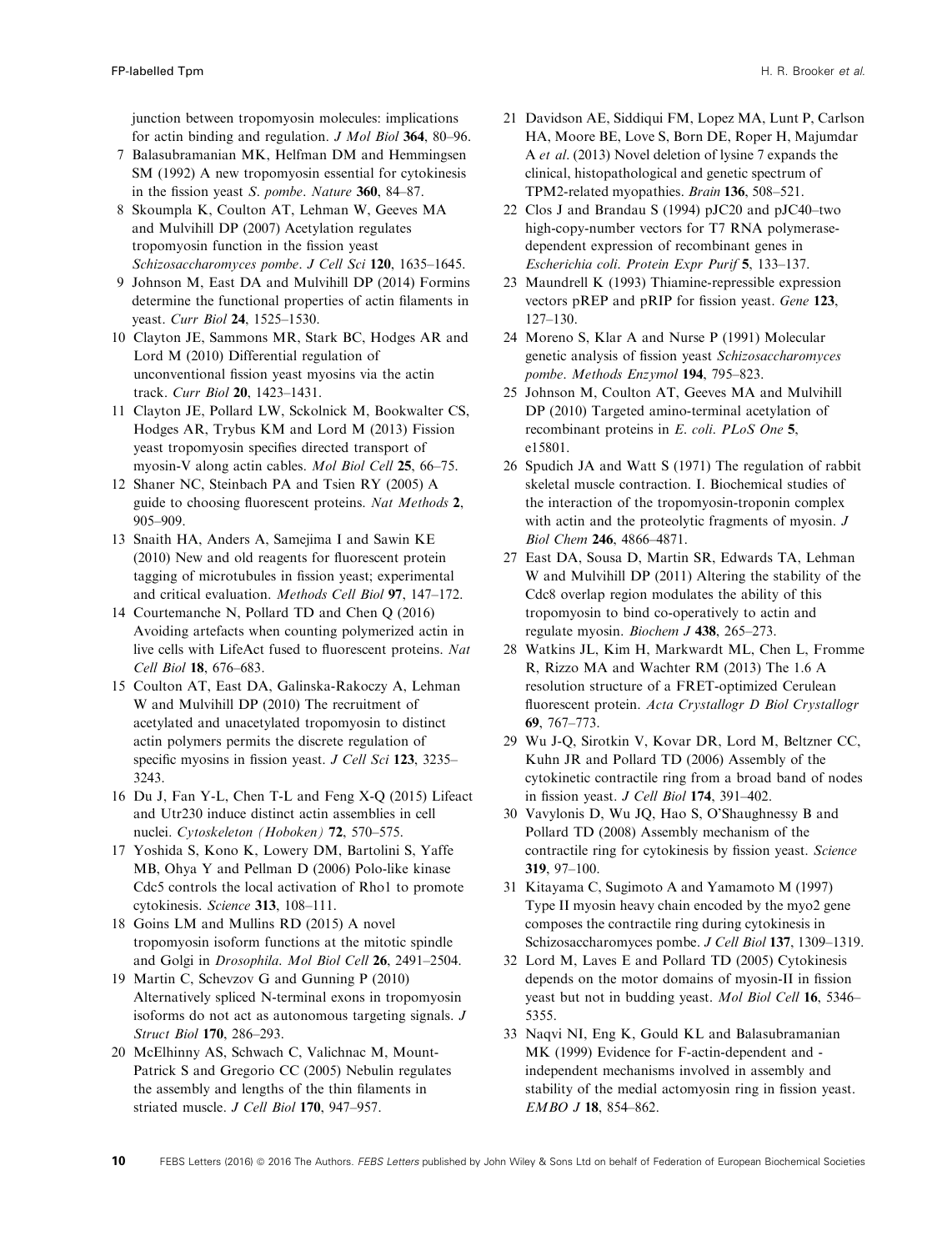junction between tropomyosin molecules: implications for actin binding and regulation. *J Mol Biol* **364**, 80–96.

7 Balasubramanian MK, Helfman DM and Hemmingsen SM (1992) A new tropomyosin essential for cytokinesis in the fission yeast *S. pombe*. *Nature* **360**, 84–87.

8 Skoumpla K, Coulton AT, Lehman W, Geeves MA and Mulvihill DP (2007) Acetylation regulates tropomyosin function in the fission yeast *Schizosaccharomyces pombe*. *J Cell Sci* **120**, 1635–1645.

9 Johnson M, East DA and Mulvihill DP (2014) Formins determine the functional properties of actin filaments in yeast. *Curr Biol* **24**, 1525–1530.

10 Clayton JE, Sammons MR, Stark BC, Hodges AR and Lord M (2010) Differential regulation of unconventional fission yeast myosins via the actin track. *Curr Biol* **20**, 1423–1431.

11 Clayton JE, Pollard LW, Sckolnick M, Bookwalter CS, Hodges AR, Trybus KM and Lord M (2013) Fission yeast tropomyosin specifies directed transport of myosin-V along actin cables. *Mol Biol Cell* **25**, 66–75.

12 Shaner NC, Steinbach PA and Tsien RY (2005) A guide to choosing fluorescent proteins. *Nat Methods* **2**, 905–909.

13 Snaith HA, Anders A, Samejima I and Sawin KE (2010) New and old reagents for fluorescent protein tagging of microtubules in fission yeast; experimental and critical evaluation. *Methods Cell Biol* **97**, 147–172.

14 Courtemanche N, Pollard TD and Chen Q (2016) Avoiding artefacts when counting polymerized actin in live cells with LifeAct fused to fluorescent proteins. *Nat Cell Biol* **18**, 676–683.

15 Coulton AT, East DA, Galinska-Rakoczy A, Lehman W and Mulvihill DP (2010) The recruitment of acetylated and unacetylated tropomyosin to distinct actin polymers permits the discrete regulation of specific myosins in fission yeast. *J Cell Sci* **123**, 3235–3243.

16 Du J, Fan Y-L, Chen T-L and Feng X-Q (2015) Lifeact and Utr230 induce distinct actin assemblies in cell nuclei. *Cytoskeleton (Hoboken)* **72**, 570–575.

17 Yoshida S, Kono K, Lowery DM, Bartolini S, Yaffe MB, Ohya Y and Pellman D (2006) Polo-like kinase Cdc5 controls the local activation of Rho1 to promote cytokinesis. *Science* **313**, 108–111.

18 Goins LM and Mullins RD (2015) A novel tropomyosin isoform functions at the mitotic spindle and Golgi in *Drosophila*. *Mol Biol Cell* **26**, 2491–2504.

19 Martin C, Schevzov G and Gunning P (2010) Alternatively spliced N-terminal exons in tropomyosin isoforms do not act as autonomous targeting signals. *J Struct Biol* **170**, 286–293.

20 McElhinny AS, Schwach C, Valichnac M, Mount-Patrick S and Gregorio CC (2005) Nebulin regulates the assembly and lengths of the thin filaments in striated muscle. *J Cell Biol* **170**, 947–957.

21 Davidson AE, Siddiqui FM, Lopez MA, Lunt P, Carlson HA, Moore BE, Love S, Born DE, Roper H, Majumdar A *et al*. (2013) Novel deletion of lysine 7 expands the clinical, histopathological and genetic spectrum of TPM2-related myopathies. *Brain* **136**, 508–521.

22 Clos J and Brandau S (1994) pJC20 and pJC40–two high-copy-number vectors for T7 RNA polymerase-dependent expression of recombinant genes in *Escherichia coli*. *Protein Expr Purif* **5**, 133–137.

23 Maundrell K (1993) Thiamine-repressible expression vectors pREP and pRIP for fission yeast. *Gene* **123**, 127–130.

24 Moreno S, Klar A and Nurse P (1991) Molecular genetic analysis of fission yeast *Schizosaccharomyces pombe*. *Methods Enzymol* **194**, 795–823.

25 Johnson M, Coulton AT, Geeves MA and Mulvihill DP (2010) Targeted amino-terminal acetylation of recombinant proteins in *E. coli*. *PLoS One* **5**, e15801.

26 Spudich JA and Watt S (1971) The regulation of rabbit skeletal muscle contraction. I. Biochemical studies of the interaction of the tropomyosin-troponin complex with actin and the proteolytic fragments of myosin. *J Biol Chem* **246**, 4866–4871.

27 East DA, Sousa D, Martin SR, Edwards TA, Lehman W and Mulvihill DP (2011) Altering the stability of the Cdc8 overlap region modulates the ability of this tropomyosin to bind co-operatively to actin and regulate myosin. *Biochem J* **438**, 265–273.

28 Watkins JL, Kim H, Markwardt ML, Chen L, Fromme R, Rizzo MA and Wachter RM (2013) The 1.6 A resolution structure of a FRET-optimized Cerulean fluorescent protein. *Acta Crystallogr D Biol Crystallogr* **69**, 767–773.

29 Wu J-Q, Sirotkin V, Kovar DR, Lord M, Beltzner CC, Kuhn JR and Pollard TD (2006) Assembly of the cytokinetic contractile ring from a broad band of nodes in fission yeast. *J Cell Biol* **174**, 391–402.

30 Vavylonis D, Wu JQ, Hao S, O'Shaughnessy B and Pollard TD (2008) Assembly mechanism of the contractile ring for cytokinesis by fission yeast. *Science* **319**, 97–100.

31 Kitayama C, Sugimoto A and Yamamoto M (1997) Type II myosin heavy chain encoded by the myo2 gene composes the contractile ring during cytokinesis in Schizosaccharomyces pombe. *J Cell Biol* **137**, 1309–1319.

32 Lord M, Laves E and Pollard TD (2005) Cytokinesis depends on the motor domains of myosin-II in fission yeast but not in budding yeast. *Mol Biol Cell* **16**, 5346–5355.

33 Naqvi NI, Eng K, Gould KL and Balasubramanian MK (1999) Evidence for F-actin-dependent and -independent mechanisms involved in assembly and stability of the medial actomyosin ring in fission yeast. *EMBO J* **18**, 854–862.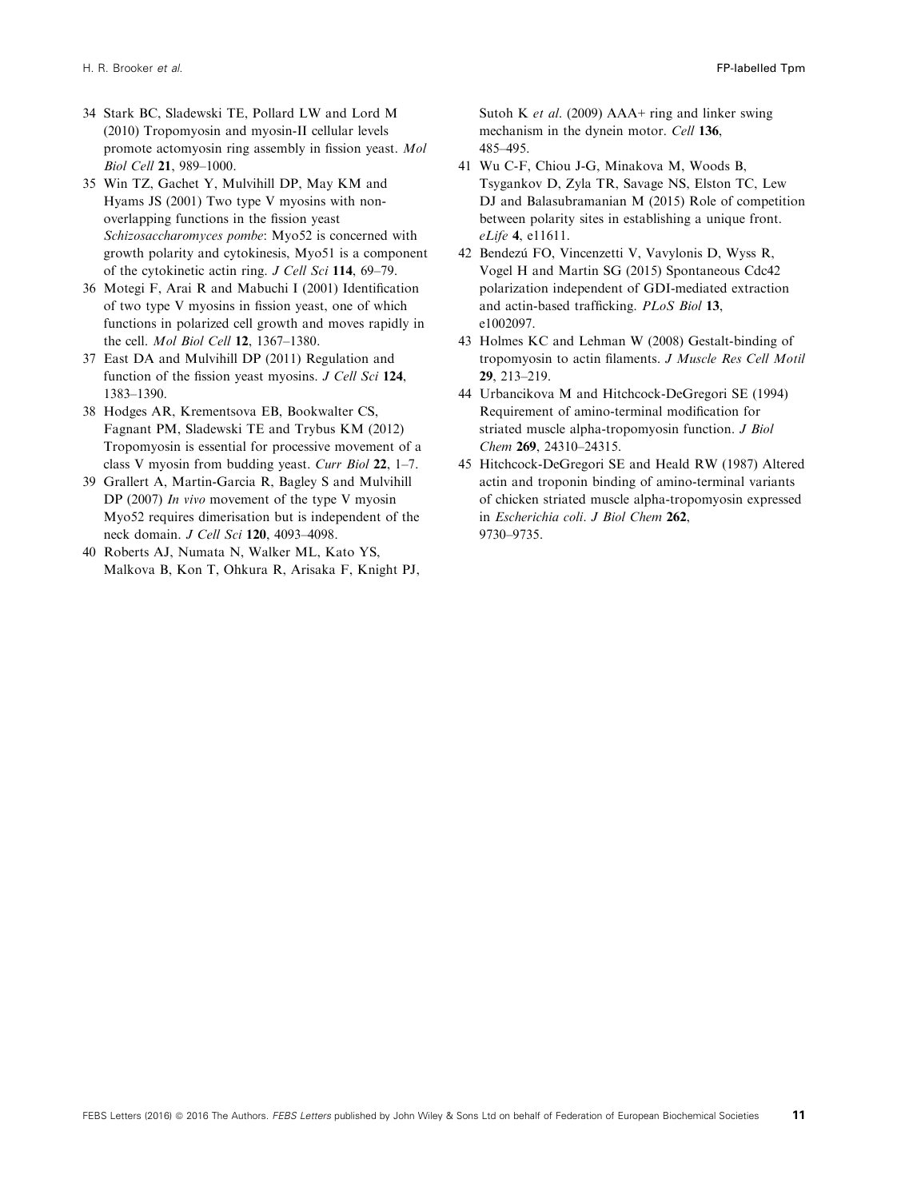34 Stark BC, Sladewski TE, Pollard LW and Lord M (2010) Tropomyosin and myosin-II cellular levels promote actomyosin ring assembly in fission yeast. *Mol Biol Cell* **21**, 989–1000.

35 Win TZ, Gachet Y, Mulvihill DP, May KM and Hyams JS (2001) Two type V myosins with non-overlapping functions in the fission yeast *Schizosaccharomyces pombe*: Myo52 is concerned with growth polarity and cytokinesis, Myo51 is a component of the cytokinetic actin ring. *J Cell Sci* **114**, 69–79.

36 Motegi F, Arai R and Mabuchi I (2001) Identification of two type V myosins in fission yeast, one of which functions in polarized cell growth and moves rapidly in the cell. *Mol Biol Cell* **12**, 1367–1380.

37 East DA and Mulvihill DP (2011) Regulation and function of the fission yeast myosins. *J Cell Sci* **124**, 1383–1390.

38 Hodges AR, Krementsova EB, Bookwalter CS, Fagnant PM, Sladewski TE and Trybus KM (2012) Tropomyosin is essential for processive movement of a class V myosin from budding yeast. *Curr Biol* **22**, 1–7.

39 Grallert A, Martin-Garcia R, Bagley S and Mulvihill DP (2007) *In vivo* movement of the type V myosin Myo52 requires dimerisation but is independent of the neck domain. *J Cell Sci* **120**, 4093–4098.

40 Roberts AJ, Numata N, Walker ML, Kato YS, Malkova B, Kon T, Ohkura R, Arisaka F, Knight PJ, Sutoh K *et al*. (2009) AAA+ ring and linker swing mechanism in the dynein motor. *Cell* **136**, 485–495.

41 Wu C-F, Chiou J-G, Minakova M, Woods B, Tsygankov D, Zyla TR, Savage NS, Elston TC, Lew DJ and Balasubramanian M (2015) Role of competition between polarity sites in establishing a unique front. *eLife* **4**, e11611.

42 Bendezú FO, Vincenzetti V, Vavylonis D, Wyss R, Vogel H and Martin SG (2015) Spontaneous Cdc42 polarization independent of GDI-mediated extraction and actin-based trafficking. *PLoS Biol* **13**, e1002097.

43 Holmes KC and Lehman W (2008) Gestalt-binding of tropomyosin to actin filaments. *J Muscle Res Cell Motil* **29**, 213–219.

44 Urbancikova M and Hitchcock-DeGregori SE (1994) Requirement of amino-terminal modification for striated muscle alpha-tropomyosin function. *J Biol Chem* **269**, 24310–24315.

45 Hitchcock-DeGregori SE and Heald RW (1987) Altered actin and troponin binding of amino-terminal variants of chicken striated muscle alpha-tropomyosin expressed in *Escherichia coli*. *J Biol Chem* **262**, 9730–9735.